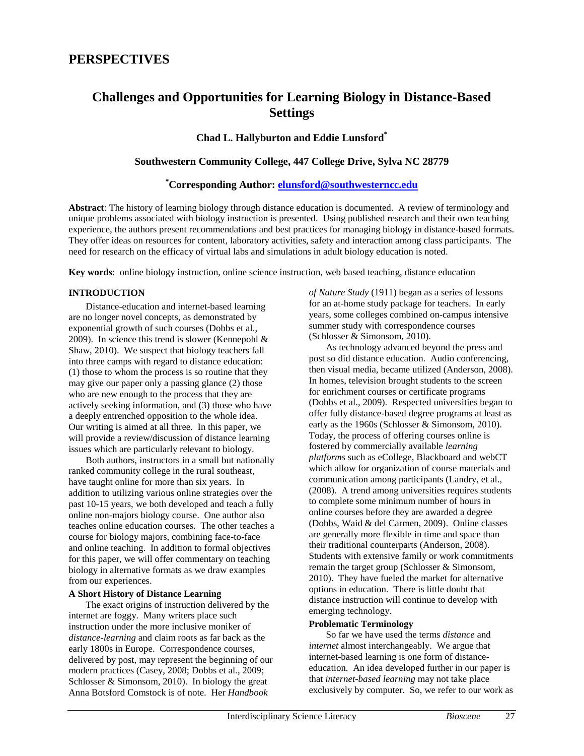# PERSPECTIVES

## Challenges and Opportunities for Learning Biology in Distance-Based Settings

**Chad L. Hallyburton and Eddie Lunsford***

**Southwestern Community College, 447 College Drive, Sylva NC 28779**

***Corresponding Author: elunsford@southwesterncc.edu**

**Abstract**: The history of learning biology through distance education is documented. A review of terminology and unique problems associated with biology instruction is presented. Using published research and their own teaching experience, the authors present recommendations and best practices for managing biology in distance-based formats. They offer ideas on resources for content, laboratory activities, safety and interaction among class participants. The need for research on the efficacy of virtual labs and simulations in adult biology education is noted.

**Key words**: online biology instruction, online science instruction, web based teaching, distance education

### INTRODUCTION

Distance-education and internet-based learning are no longer novel concepts, as demonstrated by exponential growth of such courses (Dobbs et al., 2009). In science this trend is slower (Kennepohl & Shaw, 2010). We suspect that biology teachers fall into three camps with regard to distance education: (1) those to whom the process is so routine that they may give our paper only a passing glance (2) those who are new enough to the process that they are actively seeking information, and (3) those who have a deeply entrenched opposition to the whole idea. Our writing is aimed at all three. In this paper, we will provide a review/discussion of distance learning issues which are particularly relevant to biology.

Both authors, instructors in a small but nationally ranked community college in the rural southeast, have taught online for more than six years. In addition to utilizing various online strategies over the past 10-15 years, we both developed and teach a fully online non-majors biology course. One author also teaches online education courses. The other teaches a course for biology majors, combining face-to-face and online teaching. In addition to formal objectives for this paper, we will offer commentary on teaching biology in alternative formats as we draw examples from our experiences.

#### A Short History of Distance Learning

The exact origins of instruction delivered by the internet are foggy. Many writers place such instruction under the more inclusive moniker of *distance-learning* and claim roots as far back as the early 1800s in Europe. Correspondence courses, delivered by post, may represent the beginning of our modern practices (Casey, 2008; Dobbs et al., 2009; Schlosser & Simonsom, 2010). In biology the great Anna Botsford Comstock is of note. Her *Handbook of Nature Study* (1911) began as a series of lessons for an at-home study package for teachers. In early years, some colleges combined on-campus intensive summer study with correspondence courses (Schlosser & Simonsom, 2010).

As technology advanced beyond the press and post so did distance education. Audio conferencing, then visual media, became utilized (Anderson, 2008). In homes, television brought students to the screen for enrichment courses or certificate programs (Dobbs et al., 2009). Respected universities began to offer fully distance-based degree programs at least as early as the 1960s (Schlosser & Simonsom, 2010). Today, the process of offering courses online is fostered by commercially available *learning platforms* such as eCollege, Blackboard and webCT which allow for organization of course materials and communication among participants (Landry, et al., (2008). A trend among universities requires students to complete some minimum number of hours in online courses before they are awarded a degree (Dobbs, Waid & del Carmen, 2009). Online classes are generally more flexible in time and space than their traditional counterparts (Anderson, 2008). Students with extensive family or work commitments remain the target group (Schlosser & Simonsom, 2010). They have fueled the market for alternative options in education. There is little doubt that distance instruction will continue to develop with emerging technology.

#### Problematic Terminology

So far we have used the terms *distance* and *internet* almost interchangeably. We argue that internet-based learning is one form of distance-education. An idea developed further in our paper is that *internet-based learning* may not take place exclusively by computer. So, we refer to our work as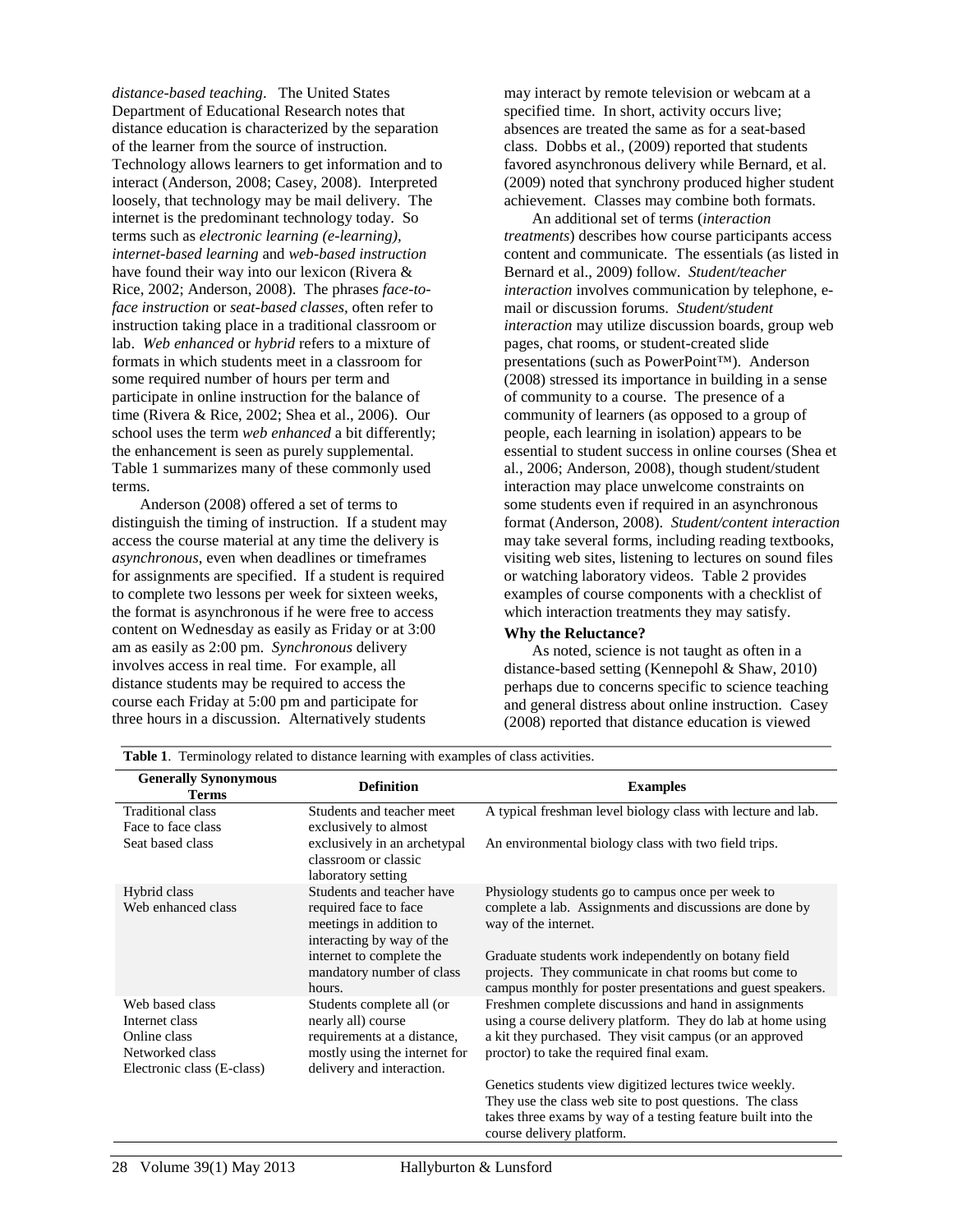*distance-based teaching*. The United States Department of Educational Research notes that distance education is characterized by the separation of the learner from the source of instruction. Technology allows learners to get information and to interact (Anderson, 2008; Casey, 2008). Interpreted loosely, that technology may be mail delivery. The internet is the predominant technology today. So terms such as *electronic learning (e-learning)*, *internet-based learning* and *web-based instruction* have found their way into our lexicon (Rivera & Rice, 2002; Anderson, 2008). The phrases *face-to-face instruction* or *seat-based classes*, often refer to instruction taking place in a traditional classroom or lab. *Web enhanced* or *hybrid* refers to a mixture of formats in which students meet in a classroom for some required number of hours per term and participate in online instruction for the balance of time (Rivera & Rice, 2002; Shea et al., 2006). Our school uses the term *web enhanced* a bit differently; the enhancement is seen as purely supplemental. Table 1 summarizes many of these commonly used terms.

Anderson (2008) offered a set of terms to distinguish the timing of instruction. If a student may access the course material at any time the delivery is *asynchronous*, even when deadlines or timeframes for assignments are specified. If a student is required to complete two lessons per week for sixteen weeks, the format is asynchronous if he were free to access content on Wednesday as easily as Friday or at 3:00 am as easily as 2:00 pm. *Synchronous* delivery involves access in real time. For example, all distance students may be required to access the course each Friday at 5:00 pm and participate for three hours in a discussion. Alternatively students may interact by remote television or webcam at a specified time. In short, activity occurs live; absences are treated the same as for a seat-based class. Dobbs et al., (2009) reported that students favored asynchronous delivery while Bernard, et al. (2009) noted that synchrony produced higher student achievement. Classes may combine both formats.

An additional set of terms (*interaction treatments*) describes how course participants access content and communicate. The essentials (as listed in Bernard et al., 2009) follow. *Student/teacher interaction* involves communication by telephone, e-mail or discussion forums. *Student/student interaction* may utilize discussion boards, group web pages, chat rooms, or student-created slide presentations (such as PowerPoint™). Anderson (2008) stressed its importance in building in a sense of community to a course. The presence of a community of learners (as opposed to a group of people, each learning in isolation) appears to be essential to student success in online courses (Shea et al., 2006; Anderson, 2008), though student/student interaction may place unwelcome constraints on some students even if required in an asynchronous format (Anderson, 2008). *Student/content interaction* may take several forms, including reading textbooks, visiting web sites, listening to lectures on sound files or watching laboratory videos. Table 2 provides examples of course components with a checklist of which interaction treatments they may satisfy.

**Why the Reluctance?**

As noted, science is not taught as often in a distance-based setting (Kennepohl & Shaw, 2010) perhaps due to concerns specific to science teaching and general distress about online instruction. Casey (2008) reported that distance education is viewed

**Table 1**. Terminology related to distance learning with examples of class activities.

| Generally Synonymous Terms | Definition | Examples |
|---|---|---|
| Traditional class<br>Face to face class<br>Seat based class | Students and teacher meet exclusively to almost exclusively in an archetypal classroom or classic laboratory setting | A typical freshman level biology class with lecture and lab.<br><br>An environmental biology class with two field trips. |
| Hybrid class<br>Web enhanced class | Students and teacher have required face to face meetings in addition to interacting by way of the internet to complete the mandatory number of class hours. | Physiology students go to campus once per week to complete a lab. Assignments and discussions are done by way of the internet.<br><br>Graduate students work independently on botany field projects. They communicate in chat rooms but come to campus monthly for poster presentations and guest speakers. |
| Web based class<br>Internet class<br>Online class<br>Networked class<br>Electronic class (E-class) | Students complete all (or nearly all) course requirements at a distance, mostly using the internet for delivery and interaction. | Freshmen complete discussions and hand in assignments using a course delivery platform. They do lab at home using a kit they purchased. They visit campus (or an approved proctor) to take the required final exam.<br><br>Genetics students view digitized lectures twice weekly. They use the class web site to post questions. The class takes three exams by way of a testing feature built into the course delivery platform. |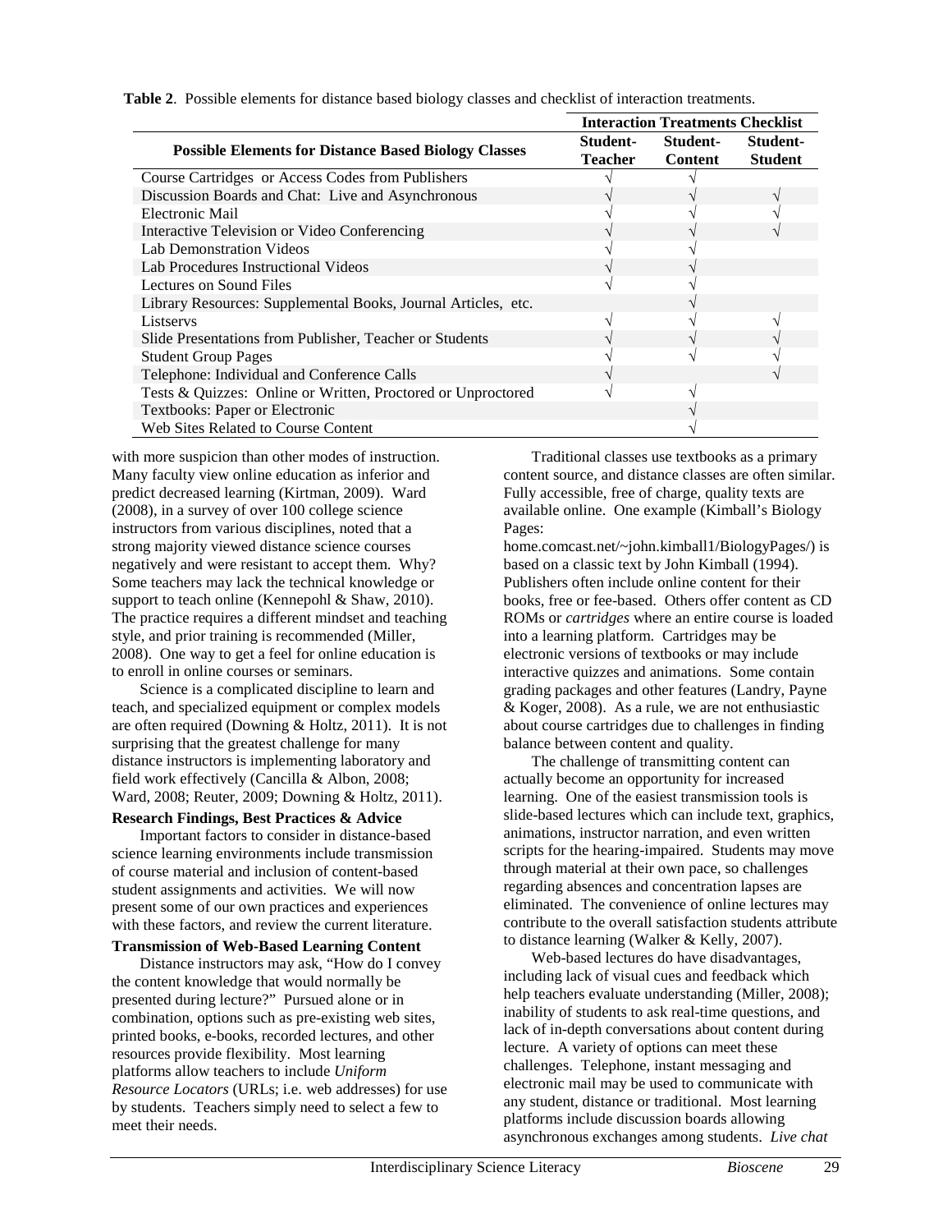**Table 2**. Possible elements for distance based biology classes and checklist of interaction treatments.

| Possible Elements for Distance Based Biology Classes | Interaction Treatments Checklist | | |
|---|---|---|---|
| | Student-Teacher | Student-Content | Student-Student |
| Course Cartridges or Access Codes from Publishers | √ | √ | |
| Discussion Boards and Chat: Live and Asynchronous | √ | √ | √ |
| Electronic Mail | √ | √ | √ |
| Interactive Television or Video Conferencing | √ | √ | √ |
| Lab Demonstration Videos | √ | √ | |
| Lab Procedures Instructional Videos | √ | √ | |
| Lectures on Sound Files | √ | √ | |
| Library Resources: Supplemental Books, Journal Articles, etc. | | √ | |
| Listservs | √ | √ | √ |
| Slide Presentations from Publisher, Teacher or Students | √ | √ | √ |
| Student Group Pages | √ | √ | √ |
| Telephone: Individual and Conference Calls | √ | | √ |
| Tests & Quizzes: Online or Written, Proctored or Unproctored | √ | √ | |
| Textbooks: Paper or Electronic | | √ | |
| Web Sites Related to Course Content | | √ | |

with more suspicion than other modes of instruction. Many faculty view online education as inferior and predict decreased learning (Kirtman, 2009). Ward (2008), in a survey of over 100 college science instructors from various disciplines, noted that a strong majority viewed distance science courses negatively and were resistant to accept them. Why? Some teachers may lack the technical knowledge or support to teach online (Kennepohl & Shaw, 2010). The practice requires a different mindset and teaching style, and prior training is recommended (Miller, 2008). One way to get a feel for online education is to enroll in online courses or seminars.

Science is a complicated discipline to learn and teach, and specialized equipment or complex models are often required (Downing & Holtz, 2011). It is not surprising that the greatest challenge for many distance instructors is implementing laboratory and field work effectively (Cancilla & Albon, 2008; Ward, 2008; Reuter, 2009; Downing & Holtz, 2011).

**Research Findings, Best Practices & Advice**

Important factors to consider in distance-based science learning environments include transmission of course material and inclusion of content-based student assignments and activities. We will now present some of our own practices and experiences with these factors, and review the current literature.

**Transmission of Web-Based Learning Content**

Distance instructors may ask, "How do I convey the content knowledge that would normally be presented during lecture?" Pursued alone or in combination, options such as pre-existing web sites, printed books, e-books, recorded lectures, and other resources provide flexibility. Most learning platforms allow teachers to include *Uniform Resource Locators* (URLs; i.e. web addresses) for use by students. Teachers simply need to select a few to meet their needs.

Traditional classes use textbooks as a primary content source, and distance classes are often similar. Fully accessible, free of charge, quality texts are available online. One example (Kimball's Biology Pages: home.comcast.net/~john.kimball1/BiologyPages/) is based on a classic text by John Kimball (1994). Publishers often include online content for their books, free or fee-based. Others offer content as CD ROMs or *cartridges* where an entire course is loaded into a learning platform. Cartridges may be electronic versions of textbooks or may include interactive quizzes and animations. Some contain grading packages and other features (Landry, Payne & Koger, 2008). As a rule, we are not enthusiastic about course cartridges due to challenges in finding balance between content and quality.

The challenge of transmitting content can actually become an opportunity for increased learning. One of the easiest transmission tools is slide-based lectures which can include text, graphics, animations, instructor narration, and even written scripts for the hearing-impaired. Students may move through material at their own pace, so challenges regarding absences and concentration lapses are eliminated. The convenience of online lectures may contribute to the overall satisfaction students attribute to distance learning (Walker & Kelly, 2007).

Web-based lectures do have disadvantages, including lack of visual cues and feedback which help teachers evaluate understanding (Miller, 2008); inability of students to ask real-time questions, and lack of in-depth conversations about content during lecture. A variety of options can meet these challenges. Telephone, instant messaging and electronic mail may be used to communicate with any student, distance or traditional. Most learning platforms include discussion boards allowing asynchronous exchanges among students. *Live chat*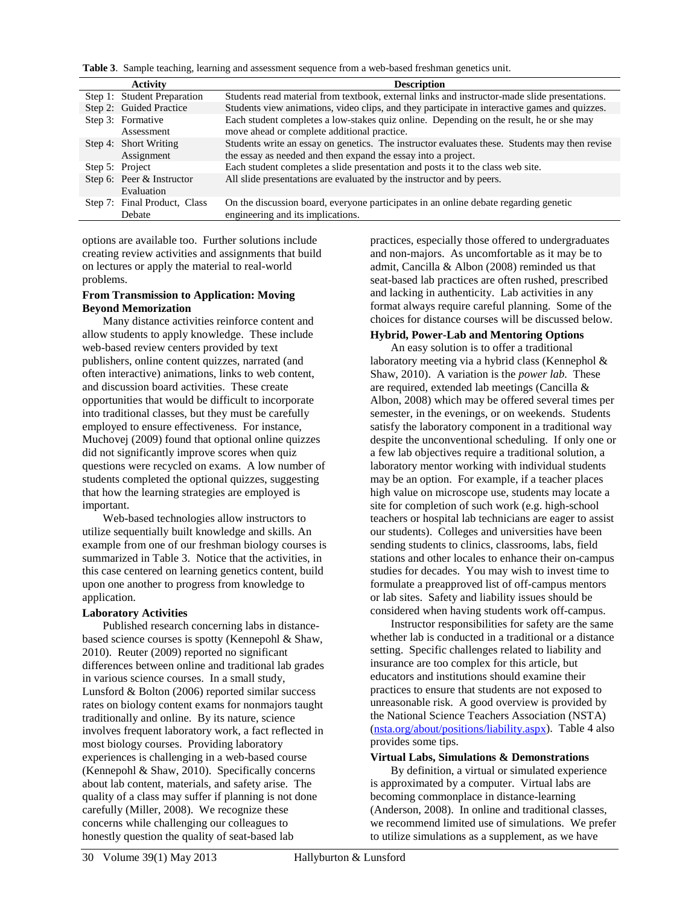**Table 3**. Sample teaching, learning and assessment sequence from a web-based freshman genetics unit.

| Activity | Description |
|---|---|
| Step 1: Student Preparation | Students read material from textbook, external links and instructor-made slide presentations. |
| Step 2: Guided Practice | Students view animations, video clips, and they participate in interactive games and quizzes. |
| Step 3: Formative Assessment | Each student completes a low-stakes quiz online. Depending on the result, he or she may move ahead or complete additional practice. |
| Step 4: Short Writing Assignment | Students write an essay on genetics. The instructor evaluates these. Students may then revise the essay as needed and then expand the essay into a project. |
| Step 5: Project | Each student completes a slide presentation and posts it to the class web site. |
| Step 6: Peer & Instructor Evaluation | All slide presentations are evaluated by the instructor and by peers. |
| Step 7: Final Product, Class Debate | On the discussion board, everyone participates in an online debate regarding genetic engineering and its implications. |

options are available too. Further solutions include creating review activities and assignments that build on lectures or apply the material to real-world problems.

### From Transmission to Application: Moving Beyond Memorization

Many distance activities reinforce content and allow students to apply knowledge. These include web-based review centers provided by text publishers, online content quizzes, narrated (and often interactive) animations, links to web content, and discussion board activities. These create opportunities that would be difficult to incorporate into traditional classes, but they must be carefully employed to ensure effectiveness. For instance, Muchovej (2009) found that optional online quizzes did not significantly improve scores when quiz questions were recycled on exams. A low number of students completed the optional quizzes, suggesting that how the learning strategies are employed is important.

Web-based technologies allow instructors to utilize sequentially built knowledge and skills. An example from one of our freshman biology courses is summarized in Table 3. Notice that the activities, in this case centered on learning genetics content, build upon one another to progress from knowledge to application.

### Laboratory Activities

Published research concerning labs in distance-based science courses is spotty (Kennepohl & Shaw, 2010). Reuter (2009) reported no significant differences between online and traditional lab grades in various science courses. In a small study, Lunsford & Bolton (2006) reported similar success rates on biology content exams for nonmajors taught traditionally and online. By its nature, science involves frequent laboratory work, a fact reflected in most biology courses. Providing laboratory experiences is challenging in a web-based course (Kennepohl & Shaw, 2010). Specifically concerns about lab content, materials, and safety arise. The quality of a class may suffer if planning is not done carefully (Miller, 2008). We recognize these concerns while challenging our colleagues to honestly question the quality of seat-based lab practices, especially those offered to undergraduates and non-majors. As uncomfortable as it may be to admit, Cancilla & Albon (2008) reminded us that seat-based lab practices are often rushed, prescribed and lacking in authenticity. Lab activities in any format always require careful planning. Some of the choices for distance courses will be discussed below.

### Hybrid, Power-Lab and Mentoring Options

An easy solution is to offer a traditional laboratory meeting via a hybrid class (Kennephol & Shaw, 2010). A variation is the *power lab.* These are required, extended lab meetings (Cancilla & Albon, 2008) which may be offered several times per semester, in the evenings, or on weekends. Students satisfy the laboratory component in a traditional way despite the unconventional scheduling. If only one or a few lab objectives require a traditional solution, a laboratory mentor working with individual students may be an option. For example, if a teacher places high value on microscope use, students may locate a site for completion of such work (e.g. high-school teachers or hospital lab technicians are eager to assist our students). Colleges and universities have been sending students to clinics, classrooms, labs, field stations and other locales to enhance their on-campus studies for decades. You may wish to invest time to formulate a preapproved list of off-campus mentors or lab sites. Safety and liability issues should be considered when having students work off-campus.

Instructor responsibilities for safety are the same whether lab is conducted in a traditional or a distance setting. Specific challenges related to liability and insurance are too complex for this article, but educators and institutions should examine their practices to ensure that students are not exposed to unreasonable risk. A good overview is provided by the National Science Teachers Association (NSTA) (nsta.org/about/positions/liability.aspx). Table 4 also provides some tips.

### Virtual Labs, Simulations & Demonstrations

By definition, a virtual or simulated experience is approximated by a computer. Virtual labs are becoming commonplace in distance-learning (Anderson, 2008). In online and traditional classes, we recommend limited use of simulations. We prefer to utilize simulations as a supplement, as we have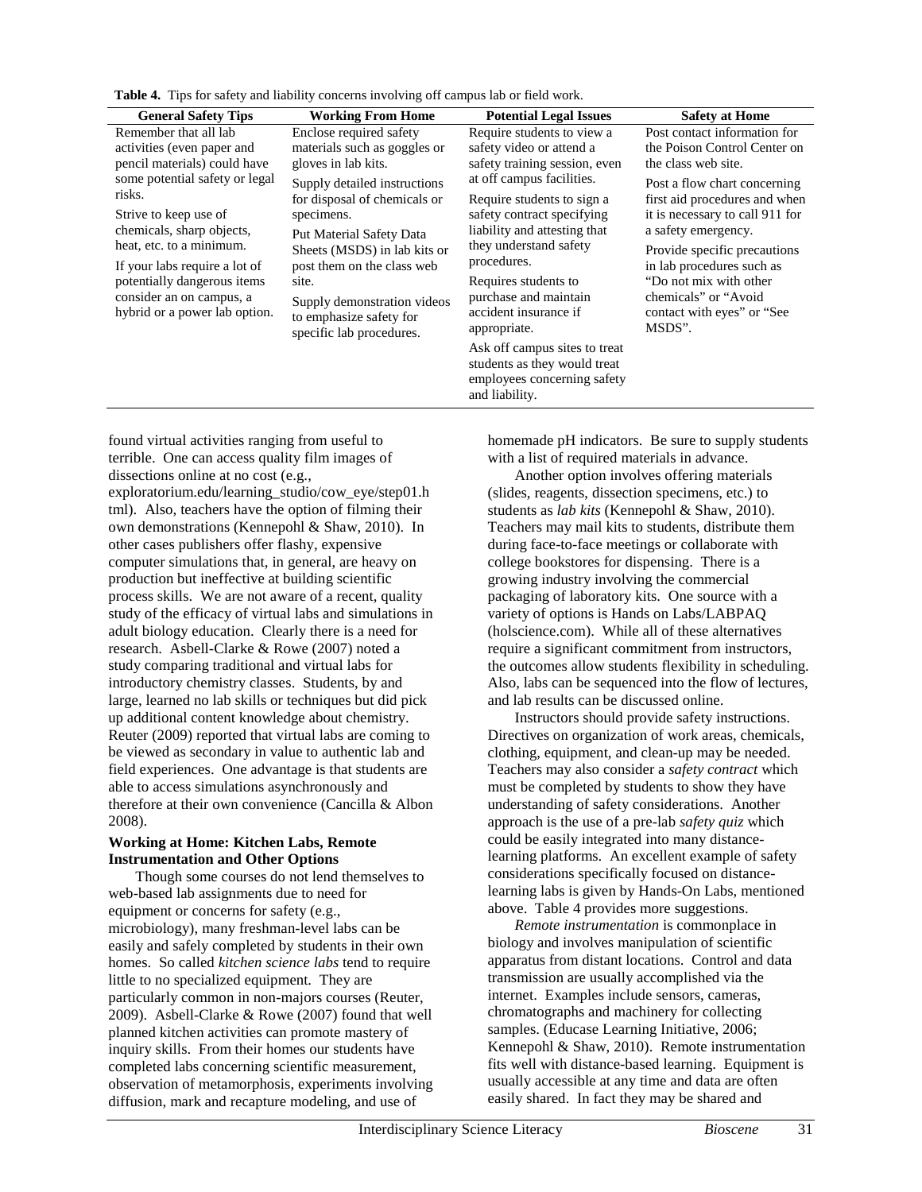**Table 4.** Tips for safety and liability concerns involving off campus lab or field work.

| General Safety Tips | Working From Home | Potential Legal Issues | Safety at Home |
|---|---|---|---|
| Remember that all lab activities (even paper and pencil materials) could have some potential safety or legal risks.<br><br>Strive to keep use of chemicals, sharp objects, heat, etc. to a minimum.<br><br>If your labs require a lot of potentially dangerous items consider an on campus, a hybrid or a power lab option. | Enclose required safety materials such as goggles or gloves in lab kits.<br><br>Supply detailed instructions for disposal of chemicals or specimens.<br><br>Put Material Safety Data Sheets (MSDS) in lab kits or post them on the class web site.<br><br>Supply demonstration videos to emphasize safety for specific lab procedures. | Require students to view a safety video or attend a safety training session, even at off campus facilities.<br><br>Require students to sign a safety contract specifying liability and attesting that they understand safety procedures.<br><br>Requires students to purchase and maintain accident insurance if appropriate.<br><br>Ask off campus sites to treat students as they would treat employees concerning safety and liability. | Post contact information for the Poison Control Center on the class web site.<br><br>Post a flow chart concerning first aid procedures and when it is necessary to call 911 for a safety emergency.<br><br>Provide specific precautions in lab procedures such as "Do not mix with other chemicals" or "Avoid contact with eyes" or "See MSDS". |

found virtual activities ranging from useful to terrible. One can access quality film images of dissections online at no cost (e.g., exploratorium.edu/learning_studio/cow_eye/step01.html). Also, teachers have the option of filming their own demonstrations (Kennepohl & Shaw, 2010). In other cases publishers offer flashy, expensive computer simulations that, in general, are heavy on production but ineffective at building scientific process skills. We are not aware of a recent, quality study of the efficacy of virtual labs and simulations in adult biology education. Clearly there is a need for research. Asbell-Clarke & Rowe (2007) noted a study comparing traditional and virtual labs for introductory chemistry classes. Students, by and large, learned no lab skills or techniques but did pick up additional content knowledge about chemistry. Reuter (2009) reported that virtual labs are coming to be viewed as secondary in value to authentic lab and field experiences. One advantage is that students are able to access simulations asynchronously and therefore at their own convenience (Cancilla & Albon 2008).

**Working at Home: Kitchen Labs, Remote Instrumentation and Other Options**

Though some courses do not lend themselves to web-based lab assignments due to need for equipment or concerns for safety (e.g., microbiology), many freshman-level labs can be easily and safely completed by students in their own homes. So called *kitchen science labs* tend to require little to no specialized equipment. They are particularly common in non-majors courses (Reuter, 2009). Asbell-Clarke & Rowe (2007) found that well planned kitchen activities can promote mastery of inquiry skills. From their homes our students have completed labs concerning scientific measurement, observation of metamorphosis, experiments involving diffusion, mark and recapture modeling, and use of homemade pH indicators. Be sure to supply students with a list of required materials in advance.

Another option involves offering materials (slides, reagents, dissection specimens, etc.) to students as *lab kits* (Kennepohl & Shaw, 2010). Teachers may mail kits to students, distribute them during face-to-face meetings or collaborate with college bookstores for dispensing. There is a growing industry involving the commercial packaging of laboratory kits. One source with a variety of options is Hands on Labs/LABPAQ (holscience.com). While all of these alternatives require a significant commitment from instructors, the outcomes allow students flexibility in scheduling. Also, labs can be sequenced into the flow of lectures, and lab results can be discussed online.

Instructors should provide safety instructions. Directives on organization of work areas, chemicals, clothing, equipment, and clean-up may be needed. Teachers may also consider a *safety contract* which must be completed by students to show they have understanding of safety considerations. Another approach is the use of a pre-lab *safety quiz* which could be easily integrated into many distance-learning platforms. An excellent example of safety considerations specifically focused on distance-learning labs is given by Hands-On Labs, mentioned above. Table 4 provides more suggestions.

*Remote instrumentation* is commonplace in biology and involves manipulation of scientific apparatus from distant locations. Control and data transmission are usually accomplished via the internet. Examples include sensors, cameras, chromatographs and machinery for collecting samples. (Educase Learning Initiative, 2006; Kennepohl & Shaw, 2010). Remote instrumentation fits well with distance-based learning. Equipment is usually accessible at any time and data are often easily shared. In fact they may be shared and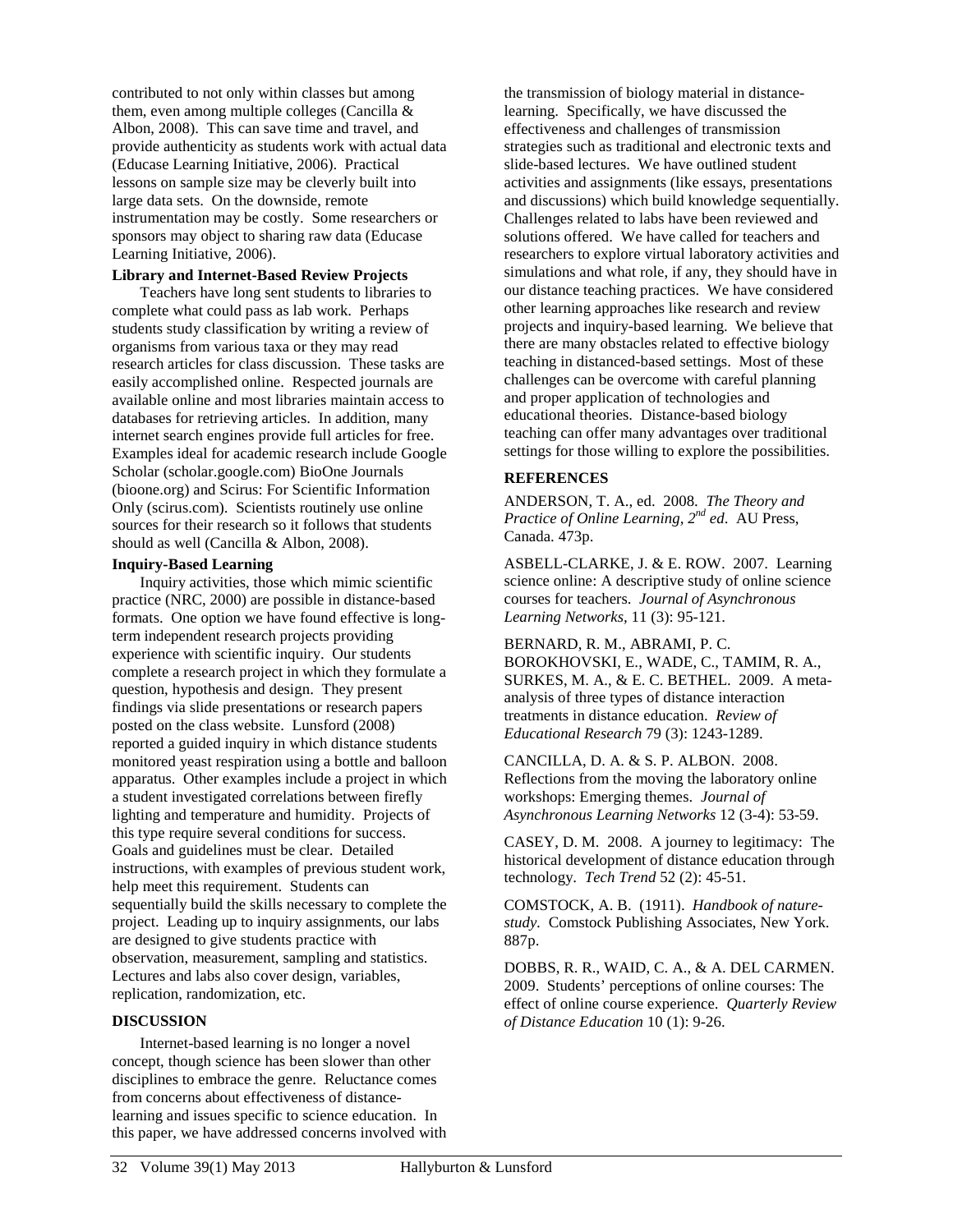contributed to not only within classes but among them, even among multiple colleges (Cancilla & Albon, 2008). This can save time and travel, and provide authenticity as students work with actual data (Educase Learning Initiative, 2006). Practical lessons on sample size may be cleverly built into large data sets. On the downside, remote instrumentation may be costly. Some researchers or sponsors may object to sharing raw data (Educase Learning Initiative, 2006).

**Library and Internet-Based Review Projects**

Teachers have long sent students to libraries to complete what could pass as lab work. Perhaps students study classification by writing a review of organisms from various taxa or they may read research articles for class discussion. These tasks are easily accomplished online. Respected journals are available online and most libraries maintain access to databases for retrieving articles. In addition, many internet search engines provide full articles for free. Examples ideal for academic research include Google Scholar (scholar.google.com) BioOne Journals (bioone.org) and Scirus: For Scientific Information Only (scirus.com). Scientists routinely use online sources for their research so it follows that students should as well (Cancilla & Albon, 2008).

**Inquiry-Based Learning**

Inquiry activities, those which mimic scientific practice (NRC, 2000) are possible in distance-based formats. One option we have found effective is long-term independent research projects providing experience with scientific inquiry. Our students complete a research project in which they formulate a question, hypothesis and design. They present findings via slide presentations or research papers posted on the class website. Lunsford (2008) reported a guided inquiry in which distance students monitored yeast respiration using a bottle and balloon apparatus. Other examples include a project in which a student investigated correlations between firefly lighting and temperature and humidity. Projects of this type require several conditions for success. Goals and guidelines must be clear. Detailed instructions, with examples of previous student work, help meet this requirement. Students can sequentially build the skills necessary to complete the project. Leading up to inquiry assignments, our labs are designed to give students practice with observation, measurement, sampling and statistics. Lectures and labs also cover design, variables, replication, randomization, etc.

## DISCUSSION

Internet-based learning is no longer a novel concept, though science has been slower than other disciplines to embrace the genre. Reluctance comes from concerns about effectiveness of distance-learning and issues specific to science education. In this paper, we have addressed concerns involved with the transmission of biology material in distance-learning. Specifically, we have discussed the effectiveness and challenges of transmission strategies such as traditional and electronic texts and slide-based lectures. We have outlined student activities and assignments (like essays, presentations and discussions) which build knowledge sequentially. Challenges related to labs have been reviewed and solutions offered. We have called for teachers and researchers to explore virtual laboratory activities and simulations and what role, if any, they should have in our distance teaching practices. We have considered other learning approaches like research and review projects and inquiry-based learning. We believe that there are many obstacles related to effective biology teaching in distanced-based settings. Most of these challenges can be overcome with careful planning and proper application of technologies and educational theories. Distance-based biology teaching can offer many advantages over traditional settings for those willing to explore the possibilities.

## REFERENCES

ANDERSON, T. A., ed. 2008. *The Theory and Practice of Online Learning, 2nd ed*. AU Press, Canada. 473p.

ASBELL-CLARKE, J. & E. ROW. 2007. Learning science online: A descriptive study of online science courses for teachers. *Journal of Asynchronous Learning Networks,* 11 (3): 95-121.

BERNARD, R. M., ABRAMI, P. C. BOROKHOVSKI, E., WADE, C., TAMIM, R. A., SURKES, M. A., & E. C. BETHEL. 2009. A meta-analysis of three types of distance interaction treatments in distance education. *Review of Educational Research* 79 (3): 1243-1289.

CANCILLA, D. A. & S. P. ALBON. 2008. Reflections from the moving the laboratory online workshops: Emerging themes. *Journal of Asynchronous Learning Networks* 12 (3-4): 53-59.

CASEY, D. M. 2008. A journey to legitimacy: The historical development of distance education through technology. *Tech Trend* 52 (2): 45-51.

COMSTOCK, A. B. (1911). *Handbook of nature-study.* Comstock Publishing Associates, New York. 887p.

DOBBS, R. R., WAID, C. A., & A. DEL CARMEN. 2009. Students' perceptions of online courses: The effect of online course experience. *Quarterly Review of Distance Education* 10 (1): 9-26.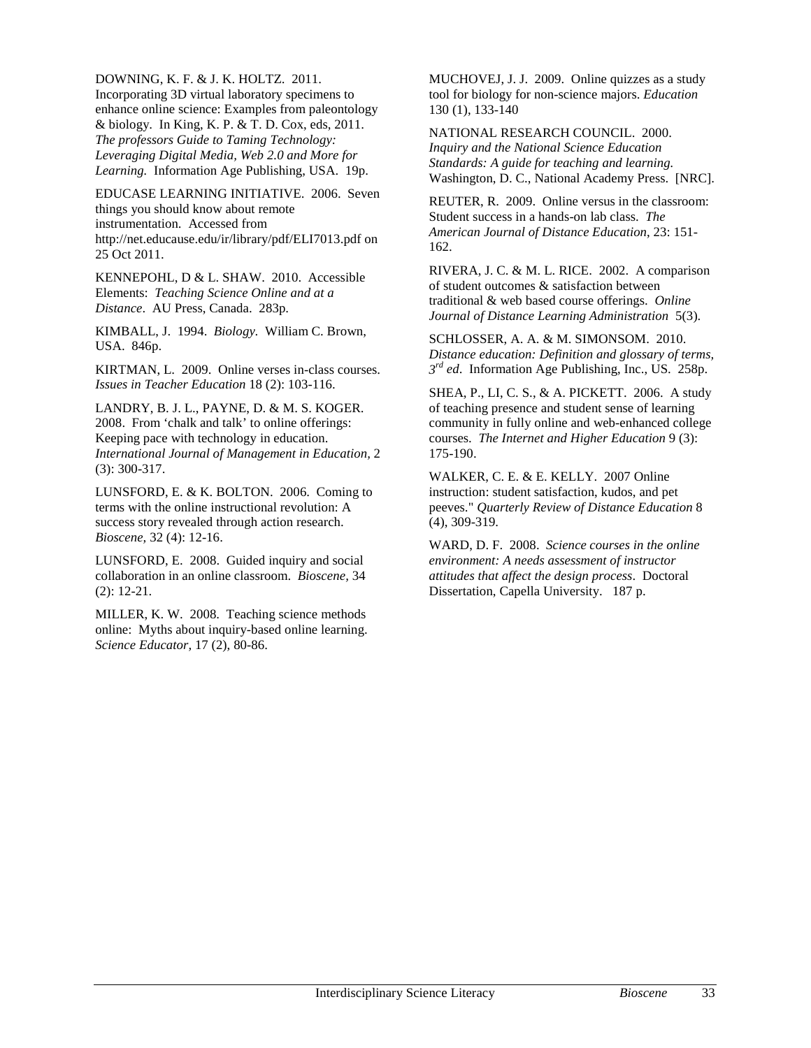DOWNING, K. F. & J. K. HOLTZ. 2011. Incorporating 3D virtual laboratory specimens to enhance online science: Examples from paleontology & biology. In King, K. P. & T. D. Cox, eds, 2011. *The professors Guide to Taming Technology: Leveraging Digital Media, Web 2.0 and More for Learning.* Information Age Publishing, USA. 19p.

EDUCASE LEARNING INITIATIVE. 2006. Seven things you should know about remote instrumentation. Accessed from http://net.educause.edu/ir/library/pdf/ELI7013.pdf on 25 Oct 2011.

KENNEPOHL, D & L. SHAW. 2010. Accessible Elements: *Teaching Science Online and at a Distance*. AU Press, Canada. 283p.

KIMBALL, J. 1994. *Biology.* William C. Brown, USA. 846p.

KIRTMAN, L. 2009. Online verses in-class courses. *Issues in Teacher Education* 18 (2): 103-116.

LANDRY, B. J. L., PAYNE, D. & M. S. KOGER. 2008. From 'chalk and talk' to online offerings: Keeping pace with technology in education. *International Journal of Management in Education,* 2 (3): 300-317.

LUNSFORD, E. & K. BOLTON. 2006. Coming to terms with the online instructional revolution: A success story revealed through action research. *Bioscene,* 32 (4): 12-16.

LUNSFORD, E. 2008. Guided inquiry and social collaboration in an online classroom. *Bioscene,* 34 (2): 12-21.

MILLER, K. W. 2008. Teaching science methods online: Myths about inquiry-based online learning. *Science Educator,* 17 (2), 80-86.

MUCHOVEJ, J. J. 2009. Online quizzes as a study tool for biology for non-science majors. *Education* 130 (1), 133-140

NATIONAL RESEARCH COUNCIL. 2000. *Inquiry and the National Science Education Standards: A guide for teaching and learning.* Washington, D. C., National Academy Press. [NRC].

REUTER, R. 2009. Online versus in the classroom: Student success in a hands-on lab class. *The American Journal of Distance Education,* 23: 151-162.

RIVERA, J. C. & M. L. RICE. 2002. A comparison of student outcomes & satisfaction between traditional & web based course offerings. *Online Journal of Distance Learning Administration* 5(3).

SCHLOSSER, A. A. & M. SIMONSOM. 2010. *Distance education: Definition and glossary of terms, 3rd ed*. Information Age Publishing, Inc., US. 258p.

SHEA, P., LI, C. S., & A. PICKETT. 2006. A study of teaching presence and student sense of learning community in fully online and web-enhanced college courses. *The Internet and Higher Education* 9 (3): 175-190.

WALKER, C. E. & E. KELLY. 2007 Online instruction: student satisfaction, kudos, and pet peeves." *Quarterly Review of Distance Education* 8 (4), 309-319.

WARD, D. F. 2008. *Science courses in the online environment: A needs assessment of instructor attitudes that affect the design process*. Doctoral Dissertation, Capella University. 187 p.